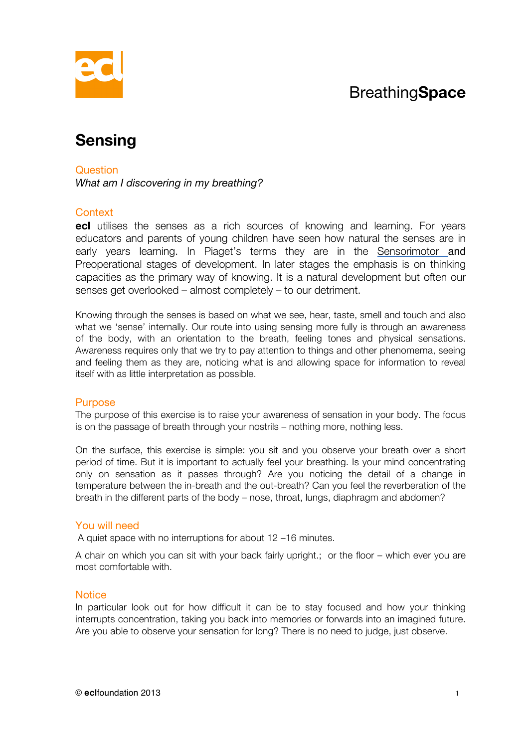BreathingSpace

# Sensing

## Question

*What am I discovering in my breathing?*

## Context

**ecl** utilises the senses as a rich sources of knowing and learning. For years educators and parents of young children have seen how natural the senses are in early years learning. In Piaget's terms they are in the Sensorimotor and Preoperational stages of development. In later stages the emphasis is on thinking capacities as the primary way of knowing. It is a natural development but often our senses get overlooked – almost completely – to our detriment.

Knowing through the senses is based on what we see, hear, taste, smell and touch and also what we 'sense' internally. Our route into using sensing more fully is through an awareness of the body, with an orientation to the breath, feeling tones and physical sensations. Awareness requires only that we try to pay attention to things and other phenomema, seeing and feeling them as they are, noticing what is and allowing space for information to reveal itself with as little interpretation as possible.

## Purpose

The purpose of this exercise is to raise your awareness of sensation in your body. The focus is on the passage of breath through your nostrils – nothing more, nothing less.

On the surface, this exercise is simple: you sit and you observe your breath over a short period of time. But it is important to actually feel your breathing. Is your mind concentrating only on sensation as it passes through? Are you noticing the detail of a change in temperature between the in-breath and the out-breath? Can you feel the reverberation of the breath in the different parts of the body – nose, throat, lungs, diaphragm and abdomen?

## You will need

A quiet space with no interruptions for about 12 –16 minutes.

A chair on which you can sit with your back fairly upright.; or the floor – which ever you are most comfortable with.

## Notice

In particular look out for how difficult it can be to stay focused and how your thinking interrupts concentration, taking you back into memories or forwards into an imagined future. Are you able to observe your sensation for long? There is no need to judge, just observe.

© **ecl**foundation 2013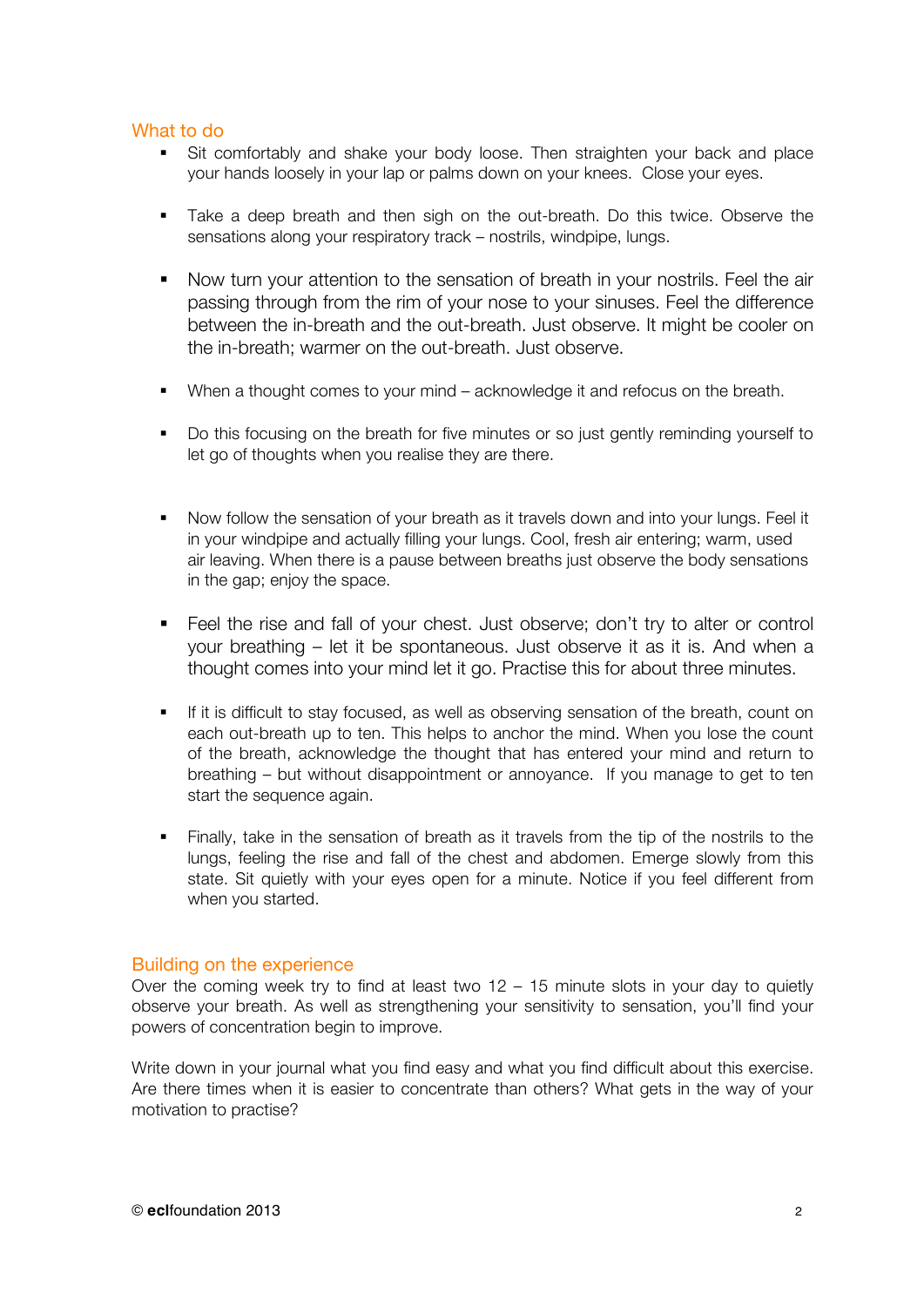## What to do

- Sit comfortably and shake your body loose. Then straighten your back and place your hands loosely in your lap or palms down on your knees. Close your eyes.
- Take a deep breath and then sigh on the out-breath. Do this twice. Observe the sensations along your respiratory track – nostrils, windpipe, lungs.
- Now turn your attention to the sensation of breath in your nostrils. Feel the air passing through from the rim of your nose to your sinuses. Feel the difference between the in-breath and the out-breath. Just observe. It might be cooler on the in-breath; warmer on the out-breath. Just observe.
- When a thought comes to your mind – acknowledge it and refocus on the breath.
- Do this focusing on the breath for five minutes or so just gently reminding yourself to let go of thoughts when you realise they are there.
- Now follow the sensation of your breath as it travels down and into your lungs. Feel it in your windpipe and actually filling your lungs. Cool, fresh air entering; warm, used air leaving. When there is a pause between breaths just observe the body sensations in the gap; enjoy the space.
- Feel the rise and fall of your chest. Just observe; don't try to alter or control your breathing – let it be spontaneous. Just observe it as it is. And when a thought comes into your mind let it go. Practise this for about three minutes.
- If it is difficult to stay focused, as well as observing sensation of the breath, count on each out-breath up to ten. This helps to anchor the mind. When you lose the count of the breath, acknowledge the thought that has entered your mind and return to breathing – but without disappointment or annoyance. If you manage to get to ten start the sequence again.
- Finally, take in the sensation of breath as it travels from the tip of the nostrils to the lungs, feeling the rise and fall of the chest and abdomen. Emerge slowly from this state. Sit quietly with your eyes open for a minute. Notice if you feel different from when you started.

## Building on the experience

Over the coming week try to find at least two 12 – 15 minute slots in your day to quietly observe your breath. As well as strengthening your sensitivity to sensation, you'll find your powers of concentration begin to improve.

Write down in your journal what you find easy and what you find difficult about this exercise. Are there times when it is easier to concentrate than others? What gets in the way of your motivation to practise?

© **ecl**foundation 2013